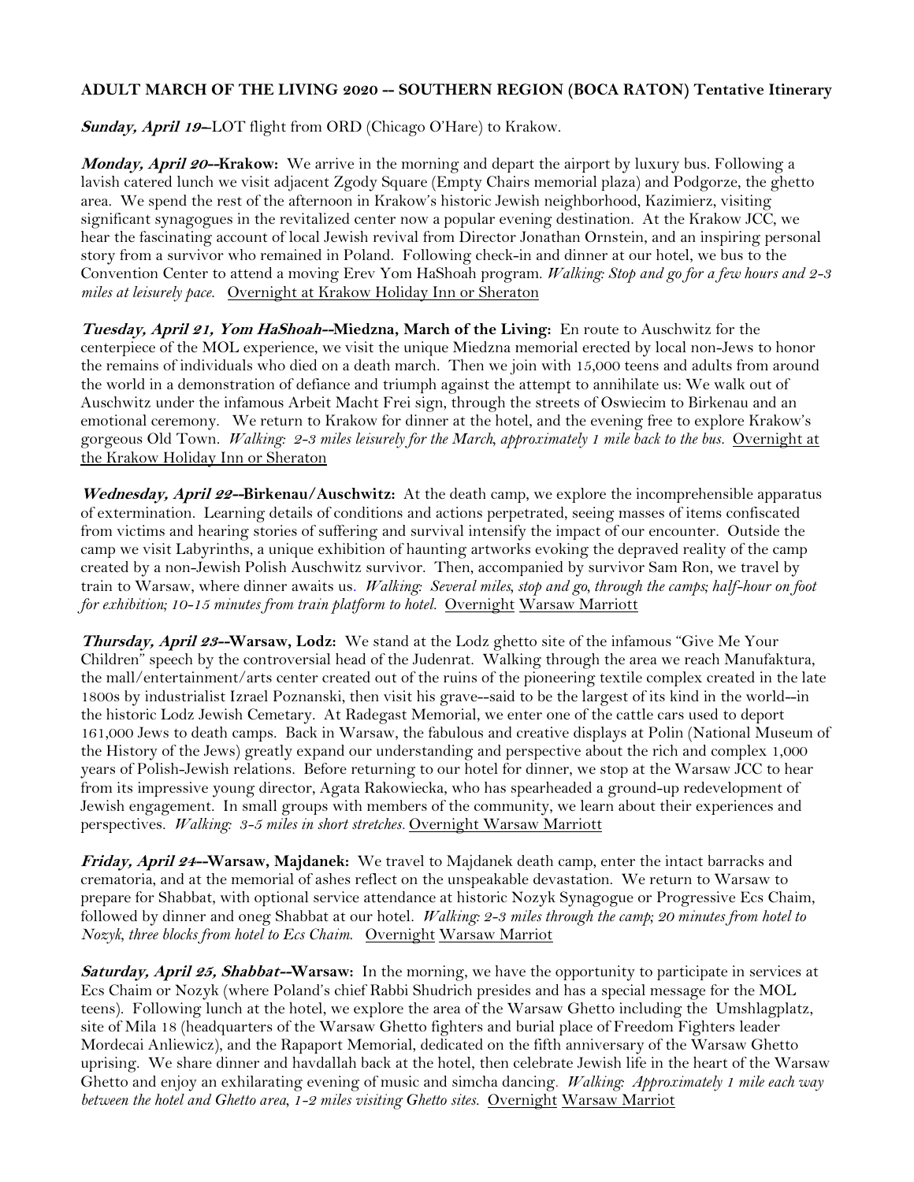**ADULT MARCH OF THE LIVING 2020 -- SOUTHERN REGION (BOCA RATON) Tentative Itinerary**

***Sunday, April 19***–LOT flight from ORD (Chicago O'Hare) to Krakow.

***Monday, April 20*****--Krakow:** We arrive in the morning and depart the airport by luxury bus. Following a lavish catered lunch we visit adjacent Zgody Square (Empty Chairs memorial plaza) and Podgorze, the ghetto area. We spend the rest of the afternoon in Krakow's historic Jewish neighborhood, Kazimierz, visiting significant synagogues in the revitalized center now a popular evening destination. At the Krakow JCC, we hear the fascinating account of local Jewish revival from Director Jonathan Ornstein, and an inspiring personal story from a survivor who remained in Poland. Following check-in and dinner at our hotel, we bus to the Convention Center to attend a moving Erev Yom HaShoah program. *Walking: Stop and go for a few hours and 2-3 miles at leisurely pace.* Overnight at Krakow Holiday Inn or Sheraton

***Tuesday, April 21, Yom HaShoah*****--Miedzna, March of the Living:** En route to Auschwitz for the centerpiece of the MOL experience, we visit the unique Miedzna memorial erected by local non-Jews to honor the remains of individuals who died on a death march. Then we join with 15,000 teens and adults from around the world in a demonstration of defiance and triumph against the attempt to annihilate us: We walk out of Auschwitz under the infamous Arbeit Macht Frei sign, through the streets of Oswiecim to Birkenau and an emotional ceremony. We return to Krakow for dinner at the hotel, and the evening free to explore Krakow's gorgeous Old Town. *Walking: 2-3 miles leisurely for the March, approximately 1 mile back to the bus.* Overnight at the Krakow Holiday Inn or Sheraton

***Wednesday, April 22*****--Birkenau/Auschwitz:** At the death camp, we explore the incomprehensible apparatus of extermination. Learning details of conditions and actions perpetrated, seeing masses of items confiscated from victims and hearing stories of suffering and survival intensify the impact of our encounter. Outside the camp we visit Labyrinths, a unique exhibition of haunting artworks evoking the depraved reality of the camp created by a non-Jewish Polish Auschwitz survivor. Then, accompanied by survivor Sam Ron, we travel by train to Warsaw, where dinner awaits us. *Walking: Several miles, stop and go, through the camps; half-hour on foot for exhibition; 10-15 minutes from train platform to hotel.* Overnight Warsaw Marriott

***Thursday, April 23*****--Warsaw, Lodz:** We stand at the Lodz ghetto site of the infamous "Give Me Your Children" speech by the controversial head of the Judenrat. Walking through the area we reach Manufaktura, the mall/entertainment/arts center created out of the ruins of the pioneering textile complex created in the late 1800s by industrialist Izrael Poznanski, then visit his grave--said to be the largest of its kind in the world--in the historic Lodz Jewish Cemetary. At Radegast Memorial, we enter one of the cattle cars used to deport 161,000 Jews to death camps. Back in Warsaw, the fabulous and creative displays at Polin (National Museum of the History of the Jews) greatly expand our understanding and perspective about the rich and complex 1,000 years of Polish-Jewish relations. Before returning to our hotel for dinner, we stop at the Warsaw JCC to hear from its impressive young director, Agata Rakowiecka, who has spearheaded a ground-up redevelopment of Jewish engagement. In small groups with members of the community, we learn about their experiences and perspectives. *Walking: 3-5 miles in short stretches.* Overnight Warsaw Marriott

***Friday, April 24*****--Warsaw, Majdanek:** We travel to Majdanek death camp, enter the intact barracks and crematoria, and at the memorial of ashes reflect on the unspeakable devastation. We return to Warsaw to prepare for Shabbat, with optional service attendance at historic Nozyk Synagogue or Progressive Ecs Chaim, followed by dinner and oneg Shabbat at our hotel. *Walking: 2-3 miles through the camp; 20 minutes from hotel to Nozyk, three blocks from hotel to Ecs Chaim.* Overnight Warsaw Marriot

***Saturday, April 25, Shabbat*****--Warsaw:** In the morning, we have the opportunity to participate in services at Ecs Chaim or Nozyk (where Poland's chief Rabbi Shudrich presides and has a special message for the MOL teens). Following lunch at the hotel, we explore the area of the Warsaw Ghetto including the Umshlagplatz, site of Mila 18 (headquarters of the Warsaw Ghetto fighters and burial place of Freedom Fighters leader Mordecai Anliewicz), and the Rapaport Memorial, dedicated on the fifth anniversary of the Warsaw Ghetto uprising. We share dinner and havdallah back at the hotel, then celebrate Jewish life in the heart of the Warsaw Ghetto and enjoy an exhilarating evening of music and simcha dancing. *Walking: Approximately 1 mile each way between the hotel and Ghetto area, 1-2 miles visiting Ghetto sites.* Overnight Warsaw Marriot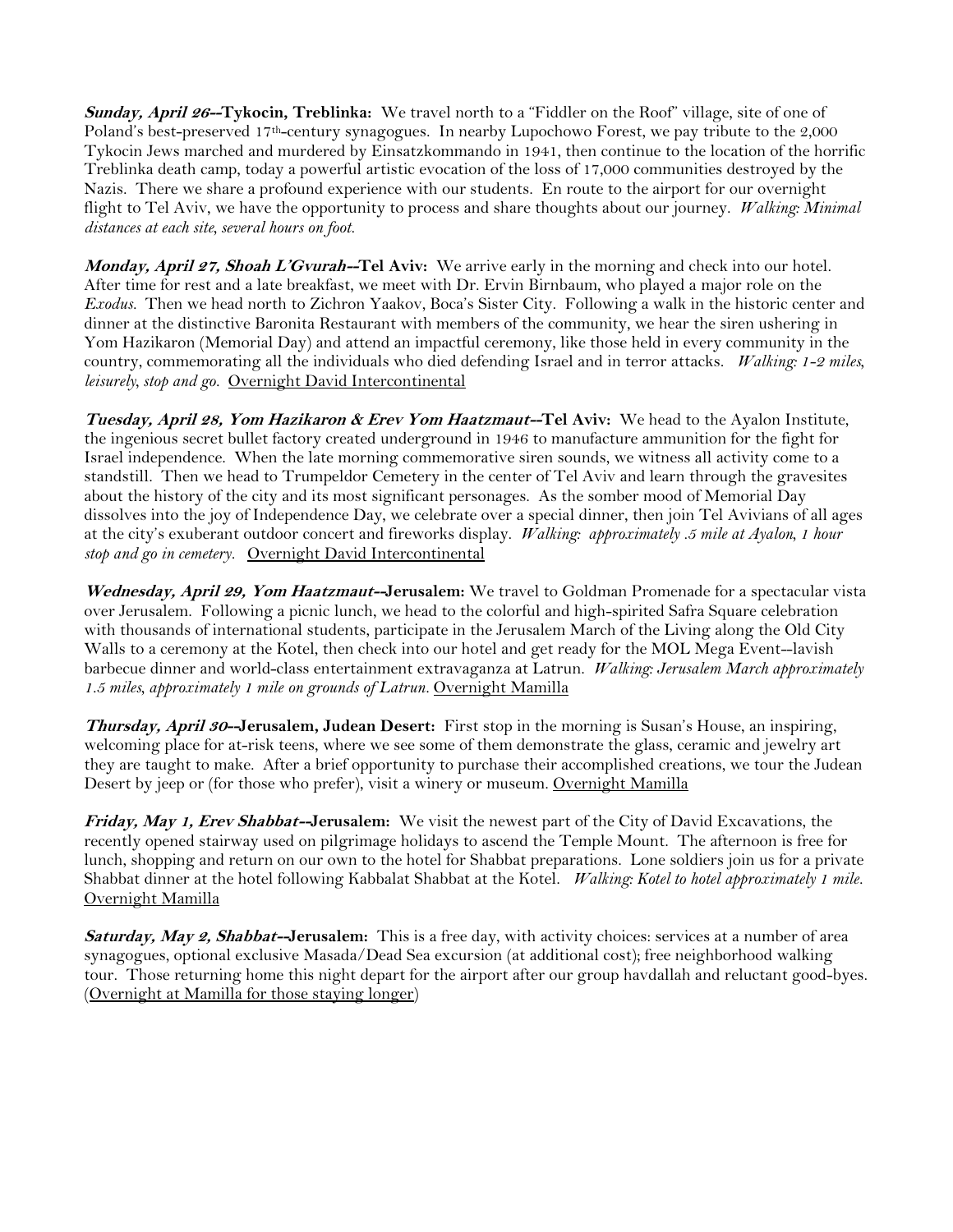***Sunday, April 26*--Tykocin, Treblinka:** We travel north to a "Fiddler on the Roof" village, site of one of Poland's best-preserved 17th-century synagogues. In nearby Lupochowo Forest, we pay tribute to the 2,000 Tykocin Jews marched and murdered by Einsatzkommando in 1941, then continue to the location of the horrific Treblinka death camp, today a powerful artistic evocation of the loss of 17,000 communities destroyed by the Nazis. There we share a profound experience with our students. En route to the airport for our overnight flight to Tel Aviv, we have the opportunity to process and share thoughts about our journey. *Walking: Minimal distances at each site, several hours on foot.*

***Monday, April 27, Shoah L'Gvurah*--Tel Aviv:** We arrive early in the morning and check into our hotel. After time for rest and a late breakfast, we meet with Dr. Ervin Birnbaum, who played a major role on the *Exodus*. Then we head north to Zichron Yaakov, Boca's Sister City. Following a walk in the historic center and dinner at the distinctive Baronita Restaurant with members of the community, we hear the siren ushering in Yom Hazikaron (Memorial Day) and attend an impactful ceremony, like those held in every community in the country, commemorating all the individuals who died defending Israel and in terror attacks. *Walking: 1-2 miles, leisurely, stop and go.* <u>Overnight David Intercontinental</u>

***Tuesday, April 28, Yom Hazikaron & Erev Yom Haatzmaut*--Tel Aviv:** We head to the Ayalon Institute, the ingenious secret bullet factory created underground in 1946 to manufacture ammunition for the fight for Israel independence. When the late morning commemorative siren sounds, we witness all activity come to a standstill. Then we head to Trumpeldor Cemetery in the center of Tel Aviv and learn through the gravesites about the history of the city and its most significant personages. As the somber mood of Memorial Day dissolves into the joy of Independence Day, we celebrate over a special dinner, then join Tel Avivians of all ages at the city's exuberant outdoor concert and fireworks display. *Walking: approximately .5 mile at Ayalon, 1 hour stop and go in cemetery.* <u>Overnight David Intercontinental</u>

***Wednesday, April 29, Yom Haatzmaut*--Jerusalem:** We travel to Goldman Promenade for a spectacular vista over Jerusalem. Following a picnic lunch, we head to the colorful and high-spirited Safra Square celebration with thousands of international students, participate in the Jerusalem March of the Living along the Old City Walls to a ceremony at the Kotel, then check into our hotel and get ready for the MOL Mega Event--lavish barbecue dinner and world-class entertainment extravaganza at Latrun. *Walking: Jerusalem March approximately 1.5 miles, approximately 1 mile on grounds of Latrun.* <u>Overnight Mamilla</u>

***Thursday, April 30*--Jerusalem, Judean Desert:** First stop in the morning is Susan's House, an inspiring, welcoming place for at-risk teens, where we see some of them demonstrate the glass, ceramic and jewelry art they are taught to make. After a brief opportunity to purchase their accomplished creations, we tour the Judean Desert by jeep or (for those who prefer), visit a winery or museum. <u>Overnight Mamilla</u>

***Friday, May 1, Erev Shabbat*--Jerusalem:** We visit the newest part of the City of David Excavations, the recently opened stairway used on pilgrimage holidays to ascend the Temple Mount. The afternoon is free for lunch, shopping and return on our own to the hotel for Shabbat preparations. Lone soldiers join us for a private Shabbat dinner at the hotel following Kabbalat Shabbat at the Kotel. *Walking: Kotel to hotel approximately 1 mile.* <u>Overnight Mamilla</u>

***Saturday, May 2, Shabbat*--Jerusalem:** This is a free day, with activity choices: services at a number of area synagogues, optional exclusive Masada/Dead Sea excursion (at additional cost); free neighborhood walking tour. Those returning home this night depart for the airport after our group havdallah and reluctant good-byes. (<u>Overnight at Mamilla for those staying longer</u>)